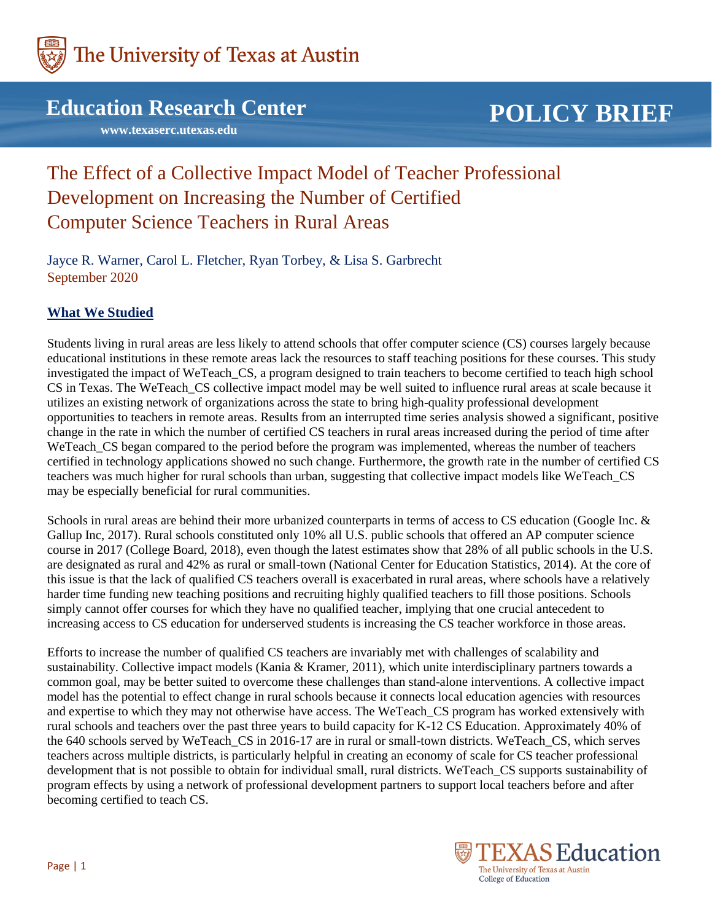The University of Texas at Austin

# Education Research Center

www.texaserc.utexas.edu

**POLICY BRIEF**

# The Effect of a Collective Impact Model of Teacher Professional Development on Increasing the Number of Certified Computer Science Teachers in Rural Areas

Jayce R. Warner, Carol L. Fletcher, Ryan Torbey, & Lisa S. Garbrecht
September 2020

## What We Studied

Students living in rural areas are less likely to attend schools that offer computer science (CS) courses largely because educational institutions in these remote areas lack the resources to staff teaching positions for these courses. This study investigated the impact of WeTeach_CS, a program designed to train teachers to become certified to teach high school CS in Texas. The WeTeach_CS collective impact model may be well suited to influence rural areas at scale because it utilizes an existing network of organizations across the state to bring high-quality professional development opportunities to teachers in remote areas. Results from an interrupted time series analysis showed a significant, positive change in the rate in which the number of certified CS teachers in rural areas increased during the period of time after WeTeach_CS began compared to the period before the program was implemented, whereas the number of teachers certified in technology applications showed no such change. Furthermore, the growth rate in the number of certified CS teachers was much higher for rural schools than urban, suggesting that collective impact models like WeTeach_CS may be especially beneficial for rural communities.

Schools in rural areas are behind their more urbanized counterparts in terms of access to CS education (Google Inc. & Gallup Inc, 2017). Rural schools constituted only 10% all U.S. public schools that offered an AP computer science course in 2017 (College Board, 2018), even though the latest estimates show that 28% of all public schools in the U.S. are designated as rural and 42% as rural or small-town (National Center for Education Statistics, 2014). At the core of this issue is that the lack of qualified CS teachers overall is exacerbated in rural areas, where schools have a relatively harder time funding new teaching positions and recruiting highly qualified teachers to fill those positions. Schools simply cannot offer courses for which they have no qualified teacher, implying that one crucial antecedent to increasing access to CS education for underserved students is increasing the CS teacher workforce in those areas.

Efforts to increase the number of qualified CS teachers are invariably met with challenges of scalability and sustainability. Collective impact models (Kania & Kramer, 2011), which unite interdisciplinary partners towards a common goal, may be better suited to overcome these challenges than stand-alone interventions. A collective impact model has the potential to effect change in rural schools because it connects local education agencies with resources and expertise to which they may not otherwise have access. The WeTeach_CS program has worked extensively with rural schools and teachers over the past three years to build capacity for K-12 CS Education. Approximately 40% of the 640 schools served by WeTeach_CS in 2016-17 are in rural or small-town districts. WeTeach_CS, which serves teachers across multiple districts, is particularly helpful in creating an economy of scale for CS teacher professional development that is not possible to obtain for individual small, rural districts. WeTeach_CS supports sustainability of program effects by using a network of professional development partners to support local teachers before and after becoming certified to teach CS.

TEXAS Education
The University of Texas at Austin
College of Education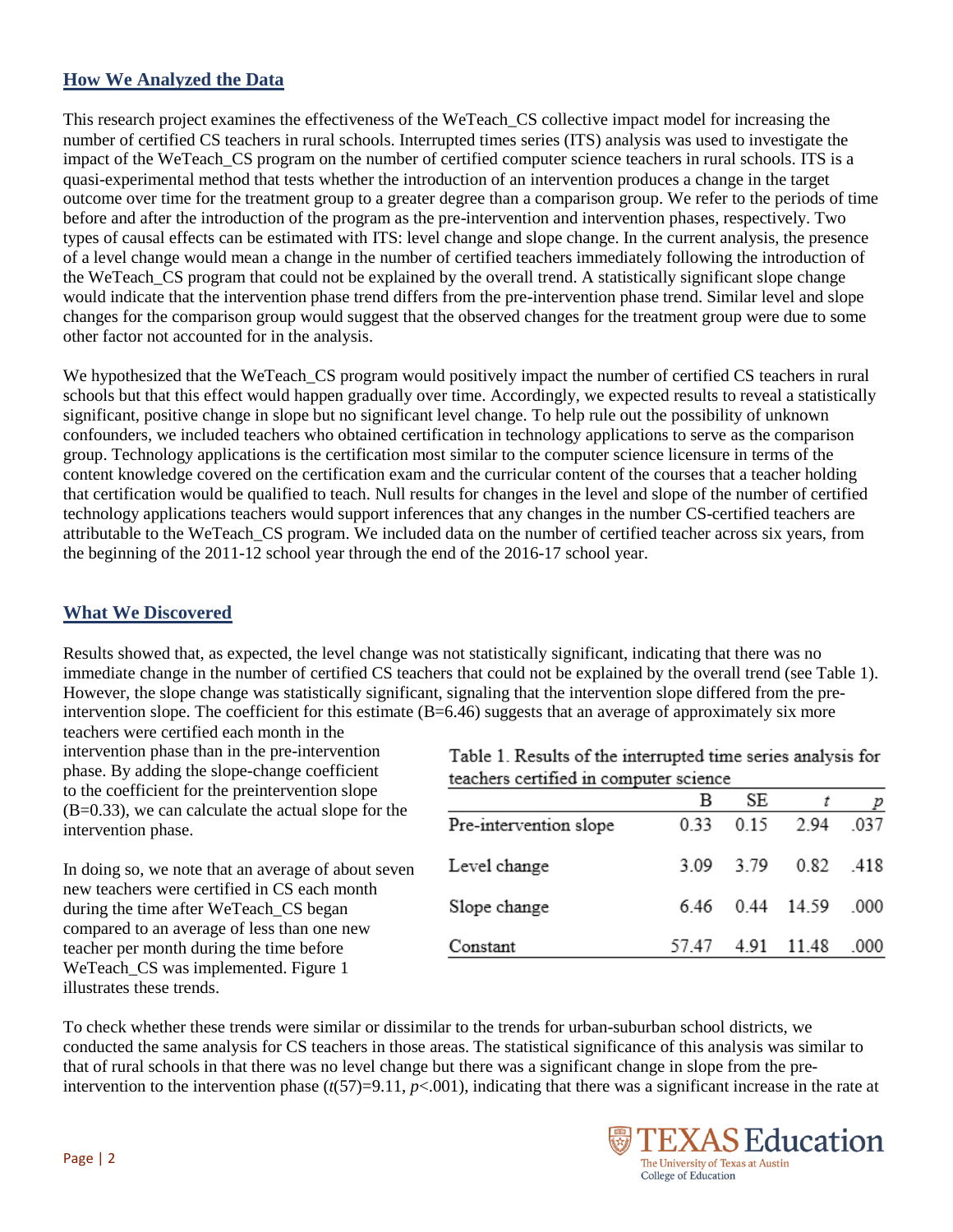## How We Analyzed the Data

This research project examines the effectiveness of the WeTeach_CS collective impact model for increasing the number of certified CS teachers in rural schools. Interrupted times series (ITS) analysis was used to investigate the impact of the WeTeach_CS program on the number of certified computer science teachers in rural schools. ITS is a quasi-experimental method that tests whether the introduction of an intervention produces a change in the target outcome over time for the treatment group to a greater degree than a comparison group. We refer to the periods of time before and after the introduction of the program as the pre-intervention and intervention phases, respectively. Two types of causal effects can be estimated with ITS: level change and slope change. In the current analysis, the presence of a level change would mean a change in the number of certified teachers immediately following the introduction of the WeTeach_CS program that could not be explained by the overall trend. A statistically significant slope change would indicate that the intervention phase trend differs from the pre-intervention phase trend. Similar level and slope changes for the comparison group would suggest that the observed changes for the treatment group were due to some other factor not accounted for in the analysis.

We hypothesized that the WeTeach_CS program would positively impact the number of certified CS teachers in rural schools but that this effect would happen gradually over time. Accordingly, we expected results to reveal a statistically significant, positive change in slope but no significant level change. To help rule out the possibility of unknown confounders, we included teachers who obtained certification in technology applications to serve as the comparison group. Technology applications is the certification most similar to the computer science licensure in terms of the content knowledge covered on the certification exam and the curricular content of the courses that a teacher holding that certification would be qualified to teach. Null results for changes in the level and slope of the number of certified technology applications teachers would support inferences that any changes in the number CS-certified teachers are attributable to the WeTeach_CS program. We included data on the number of certified teacher across six years, from the beginning of the 2011-12 school year through the end of the 2016-17 school year.

## What We Discovered

Results showed that, as expected, the level change was not statistically significant, indicating that there was no immediate change in the number of certified CS teachers that could not be explained by the overall trend (see Table 1). However, the slope change was statistically significant, signaling that the intervention slope differed from the pre-intervention slope. The coefficient for this estimate (B=6.46) suggests that an average of approximately six more teachers were certified each month in the intervention phase than in the pre-intervention phase. By adding the slope-change coefficient to the coefficient for the preintervention slope (B=0.33), we can calculate the actual slope for the intervention phase.

In doing so, we note that an average of about seven new teachers were certified in CS each month during the time after WeTeach_CS began compared to an average of less than one new teacher per month during the time before WeTeach_CS was implemented. Figure 1 illustrates these trends.

Table 1. Results of the interrupted time series analysis for teachers certified in computer science

| | B | SE | *t* | *p* |
|---|---|---|---|---|
| Pre-intervention slope | 0.33 | 0.15 | 2.94 | .037 |
| Level change | 3.09 | 3.79 | 0.82 | .418 |
| Slope change | 6.46 | 0.44 | 14.59 | .000 |
| Constant | 57.47 | 4.91 | 11.48 | .000 |

To check whether these trends were similar or dissimilar to the trends for urban-suburban school districts, we conducted the same analysis for CS teachers in those areas. The statistical significance of this analysis was similar to that of rural schools in that there was no level change but there was a significant change in slope from the pre-intervention to the intervention phase ($t(57)=9.11$, $p<.001$), indicating that there was a significant increase in the rate at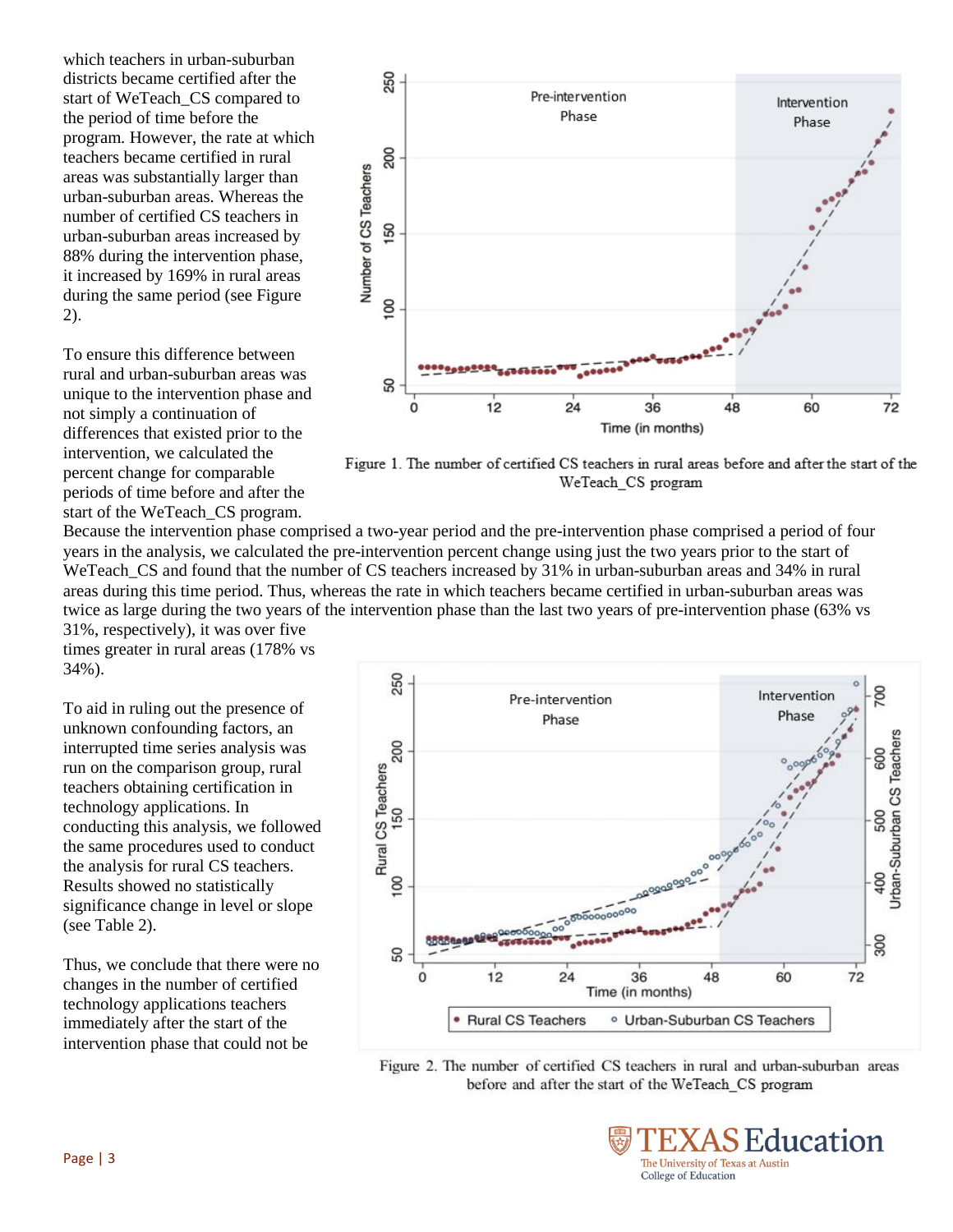which teachers in urban-suburban districts became certified after the start of WeTeach_CS compared to the period of time before the program. However, the rate at which teachers became certified in rural areas was substantially larger than urban-suburban areas. Whereas the number of certified CS teachers in urban-suburban areas increased by 88% during the intervention phase, it increased by 169% in rural areas during the same period (see Figure 2).

To ensure this difference between rural and urban-suburban areas was unique to the intervention phase and not simply a continuation of differences that existed prior to the intervention, we calculated the percent change for comparable periods of time before and after the start of the WeTeach_CS program. Because the intervention phase comprised a two-year period and the pre-intervention phase comprised a period of four years in the analysis, we calculated the pre-intervention percent change using just the two years prior to the start of WeTeach_CS and found that the number of CS teachers increased by 31% in urban-suburban areas and 34% in rural areas during this time period. Thus, whereas the rate in which teachers became certified in urban-suburban areas was twice as large during the two years of the intervention phase than the last two years of pre-intervention phase (63% vs 31%, respectively), it was over five times greater in rural areas (178% vs 34%).

Figure 1. The number of certified CS teachers in rural areas before and after the start of the WeTeach_CS program

To aid in ruling out the presence of unknown confounding factors, an interrupted time series analysis was run on the comparison group, rural teachers obtaining certification in technology applications. In conducting this analysis, we followed the same procedures used to conduct the analysis for rural CS teachers. Results showed no statistically significance change in level or slope (see Table 2).

Thus, we conclude that there were no changes in the number of certified technology applications teachers immediately after the start of the intervention phase that could not be

Figure 2. The number of certified CS teachers in rural and urban-suburban areas before and after the start of the WeTeach_CS program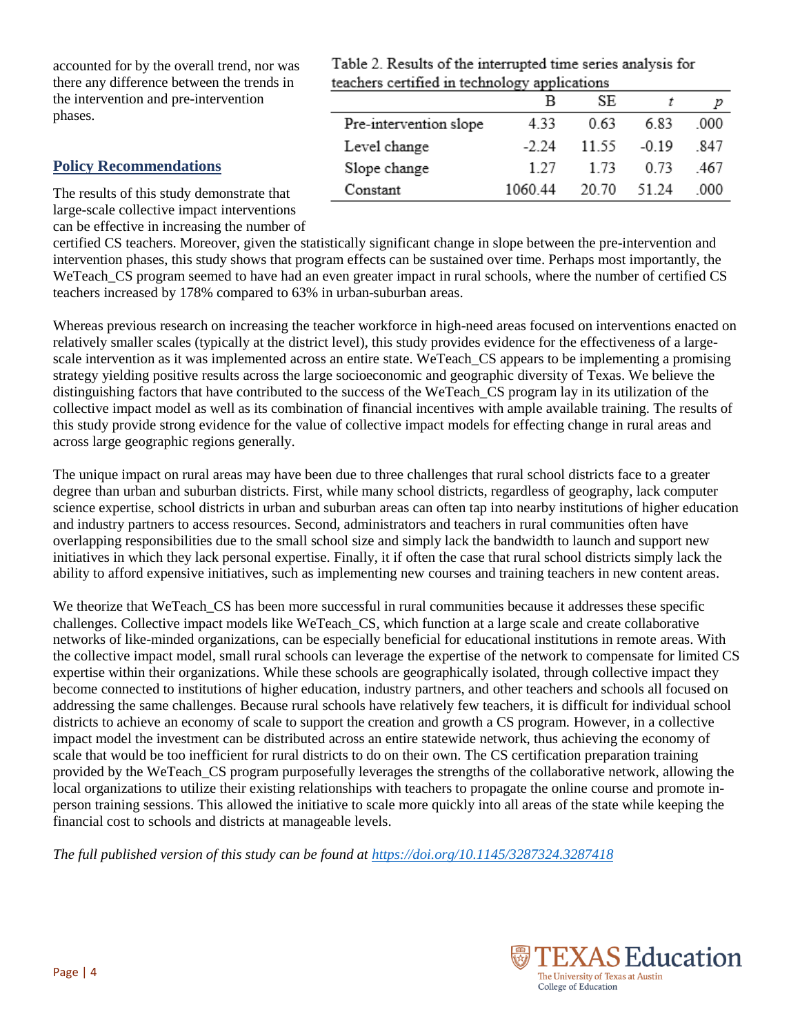accounted for by the overall trend, nor was there any difference between the trends in the intervention and pre-intervention phases.

Table 2. Results of the interrupted time series analysis for teachers certified in technology applications

| | B | SE | $t$ | $p$ |
|---|---|---|---|---|
| Pre-intervention slope | 4.33 | 0.63 | 6.83 | .000 |
| Level change | -2.24 | 11.55 | -0.19 | .847 |
| Slope change | 1.27 | 1.73 | 0.73 | .467 |
| Constant | 1060.44 | 20.70 | 51.24 | .000 |

## Policy Recommendations

The results of this study demonstrate that large-scale collective impact interventions can be effective in increasing the number of certified CS teachers. Moreover, given the statistically significant change in slope between the pre-intervention and intervention phases, this study shows that program effects can be sustained over time. Perhaps most importantly, the WeTeach_CS program seemed to have had an even greater impact in rural schools, where the number of certified CS teachers increased by 178% compared to 63% in urban-suburban areas.

Whereas previous research on increasing the teacher workforce in high-need areas focused on interventions enacted on relatively smaller scales (typically at the district level), this study provides evidence for the effectiveness of a large-scale intervention as it was implemented across an entire state. WeTeach_CS appears to be implementing a promising strategy yielding positive results across the large socioeconomic and geographic diversity of Texas. We believe the distinguishing factors that have contributed to the success of the WeTeach_CS program lay in its utilization of the collective impact model as well as its combination of financial incentives with ample available training. The results of this study provide strong evidence for the value of collective impact models for effecting change in rural areas and across large geographic regions generally.

The unique impact on rural areas may have been due to three challenges that rural school districts face to a greater degree than urban and suburban districts. First, while many school districts, regardless of geography, lack computer science expertise, school districts in urban and suburban areas can often tap into nearby institutions of higher education and industry partners to access resources. Second, administrators and teachers in rural communities often have overlapping responsibilities due to the small school size and simply lack the bandwidth to launch and support new initiatives in which they lack personal expertise. Finally, it if often the case that rural school districts simply lack the ability to afford expensive initiatives, such as implementing new courses and training teachers in new content areas.

We theorize that WeTeach_CS has been more successful in rural communities because it addresses these specific challenges. Collective impact models like WeTeach_CS, which function at a large scale and create collaborative networks of like-minded organizations, can be especially beneficial for educational institutions in remote areas. With the collective impact model, small rural schools can leverage the expertise of the network to compensate for limited CS expertise within their organizations. While these schools are geographically isolated, through collective impact they become connected to institutions of higher education, industry partners, and other teachers and schools all focused on addressing the same challenges. Because rural schools have relatively few teachers, it is difficult for individual school districts to achieve an economy of scale to support the creation and growth a CS program. However, in a collective impact model the investment can be distributed across an entire statewide network, thus achieving the economy of scale that would be too inefficient for rural districts to do on their own. The CS certification preparation training provided by the WeTeach_CS program purposefully leverages the strengths of the collaborative network, allowing the local organizations to utilize their existing relationships with teachers to propagate the online course and promote in-person training sessions. This allowed the initiative to scale more quickly into all areas of the state while keeping the financial cost to schools and districts at manageable levels.

*The full published version of this study can be found at [https://doi.org/10.1145/3287324.3287418](https://doi.org/10.1145/3287324.3287418)*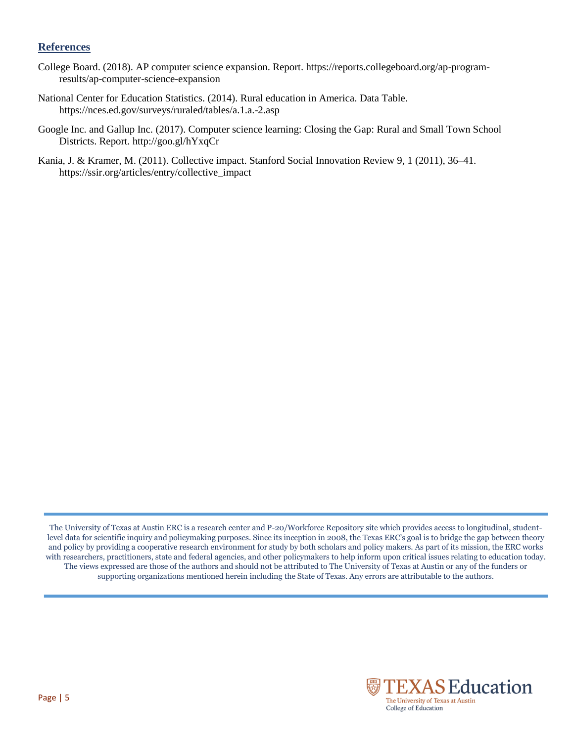## References

College Board. (2018). AP computer science expansion. Report. https://reports.collegeboard.org/ap-program-results/ap-computer-science-expansion

National Center for Education Statistics. (2014). Rural education in America. Data Table. https://nces.ed.gov/surveys/ruraled/tables/a.1.a.-2.asp

Google Inc. and Gallup Inc. (2017). Computer science learning: Closing the Gap: Rural and Small Town School Districts. Report. http://goo.gl/hYxqCr

Kania, J. & Kramer, M. (2011). Collective impact. Stanford Social Innovation Review 9, 1 (2011), 36–41. https://ssir.org/articles/entry/collective_impact

---

The University of Texas at Austin ERC is a research center and P-20/Workforce Repository site which provides access to longitudinal, student-level data for scientific inquiry and policymaking purposes. Since its inception in 2008, the Texas ERC's goal is to bridge the gap between theory and policy by providing a cooperative research environment for study by both scholars and policy makers. As part of its mission, the ERC works with researchers, practitioners, state and federal agencies, and other policymakers to help inform upon critical issues relating to education today. The views expressed are those of the authors and should not be attributed to The University of Texas at Austin or any of the funders or supporting organizations mentioned herein including the State of Texas. Any errors are attributable to the authors.

---

TEXAS Education
The University of Texas at Austin
College of Education